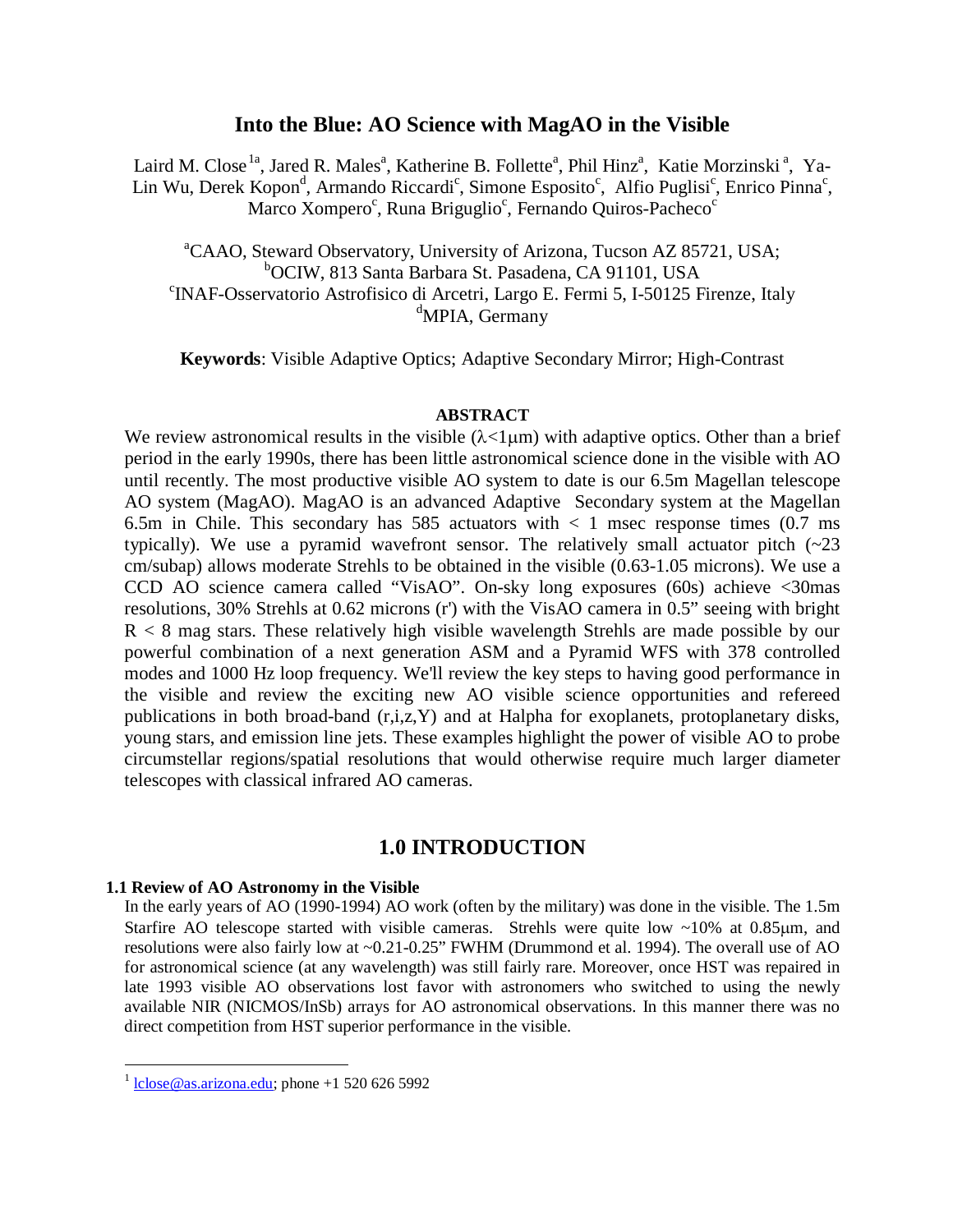# Into the Blue: AO Science with MagAO in the Visible

Laird M. Close[1a], Jared R. Males[a], Katherine B. Follette[a], Phil Hinz[a], Katie Morzinski[a], Ya-Lin Wu, Derek Kopon[d], Armando Riccardi[c], Simone Esposito[c], Alfio Puglisi[c], Enrico Pinna[c], Marco Xompero[c], Runa Briguglio[c], Fernando Quiros-Pacheco[c]

[a]CAAO, Steward Observatory, University of Arizona, Tucson AZ 85721, USA;
[b]OCIW, 813 Santa Barbara St. Pasadena, CA 91101, USA
[c]INAF-Osservatorio Astrofisico di Arcetri, Largo E. Fermi 5, I-50125 Firenze, Italy
[d]MPIA, Germany

**Keywords**: Visible Adaptive Optics; Adaptive Secondary Mirror; High-Contrast

**ABSTRACT**

We review astronomical results in the visible ($\lambda$<1μm) with adaptive optics. Other than a brief period in the early 1990s, there has been little astronomical science done in the visible with AO until recently. The most productive visible AO system to date is our 6.5m Magellan telescope AO system (MagAO). MagAO is an advanced Adaptive Secondary system at the Magellan 6.5m in Chile. This secondary has 585 actuators with < 1 msec response times (0.7 ms typically). We use a pyramid wavefront sensor. The relatively small actuator pitch (~23 cm/subap) allows moderate Strehls to be obtained in the visible (0.63-1.05 microns). We use a CCD AO science camera called "VisAO". On-sky long exposures (60s) achieve <30mas resolutions, 30% Strehls at 0.62 microns (r') with the VisAO camera in 0.5" seeing with bright R < 8 mag stars. These relatively high visible wavelength Strehls are made possible by our powerful combination of a next generation ASM and a Pyramid WFS with 378 controlled modes and 1000 Hz loop frequency. We'll review the key steps to having good performance in the visible and review the exciting new AO visible science opportunities and refereed publications in both broad-band (r,i,z,Y) and at Halpha for exoplanets, protoplanetary disks, young stars, and emission line jets. These examples highlight the power of visible AO to probe circumstellar regions/spatial resolutions that would otherwise require much larger diameter telescopes with classical infrared AO cameras.

## 1.0 INTRODUCTION

### 1.1 Review of AO Astronomy in the Visible

In the early years of AO (1990-1994) AO work (often by the military) was done in the visible. The 1.5m Starfire AO telescope started with visible cameras. Strehls were quite low ~10% at 0.85μm, and resolutions were also fairly low at ~0.21-0.25" FWHM (Drummond et al. 1994). The overall use of AO for astronomical science (at any wavelength) was still fairly rare. Moreover, once HST was repaired in late 1993 visible AO observations lost favor with astronomers who switched to using the newly available NIR (NICMOS/InSb) arrays for AO astronomical observations. In this manner there was no direct competition from HST superior performance in the visible.

[1] lclose@as.arizona.edu; phone +1 520 626 5992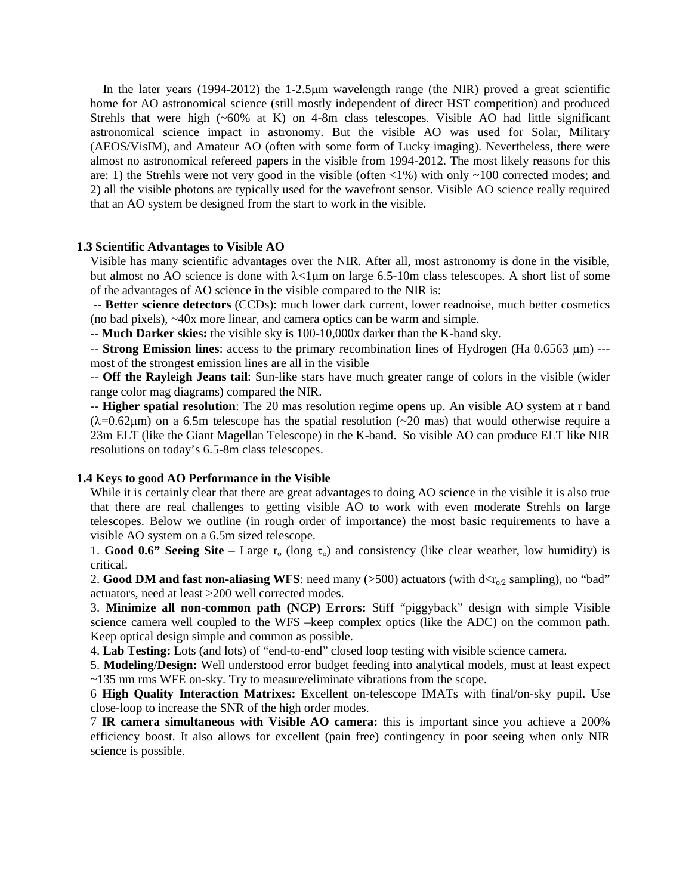In the later years (1994-2012) the 1-2.5μm wavelength range (the NIR) proved a great scientific home for AO astronomical science (still mostly independent of direct HST competition) and produced Strehls that were high (~60% at K) on 4-8m class telescopes. Visible AO had little significant astronomical science impact in astronomy. But the visible AO was used for Solar, Military (AEOS/VisIM), and Amateur AO (often with some form of Lucky imaging). Nevertheless, there were almost no astronomical refereed papers in the visible from 1994-2012. The most likely reasons for this are: 1) the Strehls were not very good in the visible (often <1%) with only ~100 corrected modes; and 2) all the visible photons are typically used for the wavefront sensor. Visible AO science really required that an AO system be designed from the start to work in the visible.

### 1.3 Scientific Advantages to Visible AO

Visible has many scientific advantages over the NIR. After all, most astronomy is done in the visible, but almost no AO science is done with $\lambda$<1μm on large 6.5-10m class telescopes. A short list of some of the advantages of AO science in the visible compared to the NIR is:

-- **Better science detectors** (CCDs): much lower dark current, lower readnoise, much better cosmetics (no bad pixels), ~40x more linear, and camera optics can be warm and simple.

-- **Much Darker skies:** the visible sky is 100-10,000x darker than the K-band sky.

-- **Strong Emission lines**: access to the primary recombination lines of Hydrogen (Ha 0.6563 μm) --- most of the strongest emission lines are all in the visible

-- **Off the Rayleigh Jeans tail**: Sun-like stars have much greater range of colors in the visible (wider range color mag diagrams) compared the NIR.

-- **Higher spatial resolution**: The 20 mas resolution regime opens up. An visible AO system at r band ($\lambda$=0.62μm) on a 6.5m telescope has the spatial resolution (~20 mas) that would otherwise require a 23m ELT (like the Giant Magellan Telescope) in the K-band. So visible AO can produce ELT like NIR resolutions on today's 6.5-8m class telescopes.

### 1.4 Keys to good AO Performance in the Visible

While it is certainly clear that there are great advantages to doing AO science in the visible it is also true that there are real challenges to getting visible AO to work with even moderate Strehls on large telescopes. Below we outline (in rough order of importance) the most basic requirements to have a visible AO system on a 6.5m sized telescope.

1. **Good 0.6" Seeing Site** – Large $r_o$ (long $\tau_o$) and consistency (like clear weather, low humidity) is critical.

2. **Good DM and fast non-aliasing WFS**: need many (>500) actuators (with d<$r_{o/2}$ sampling), no "bad" actuators, need at least >200 well corrected modes.

3. **Minimize all non-common path (NCP) Errors:** Stiff "piggyback" design with simple Visible science camera well coupled to the WFS –keep complex optics (like the ADC) on the common path. Keep optical design simple and common as possible.

4. **Lab Testing:** Lots (and lots) of "end-to-end" closed loop testing with visible science camera.

5. **Modeling/Design:** Well understood error budget feeding into analytical models, must at least expect ~135 nm rms WFE on-sky. Try to measure/eliminate vibrations from the scope.

6 **High Quality Interaction Matrixes:** Excellent on-telescope IMATs with final/on-sky pupil. Use close-loop to increase the SNR of the high order modes.

7 **IR camera simultaneous with Visible AO camera:** this is important since you achieve a 200% efficiency boost. It also allows for excellent (pain free) contingency in poor seeing when only NIR science is possible.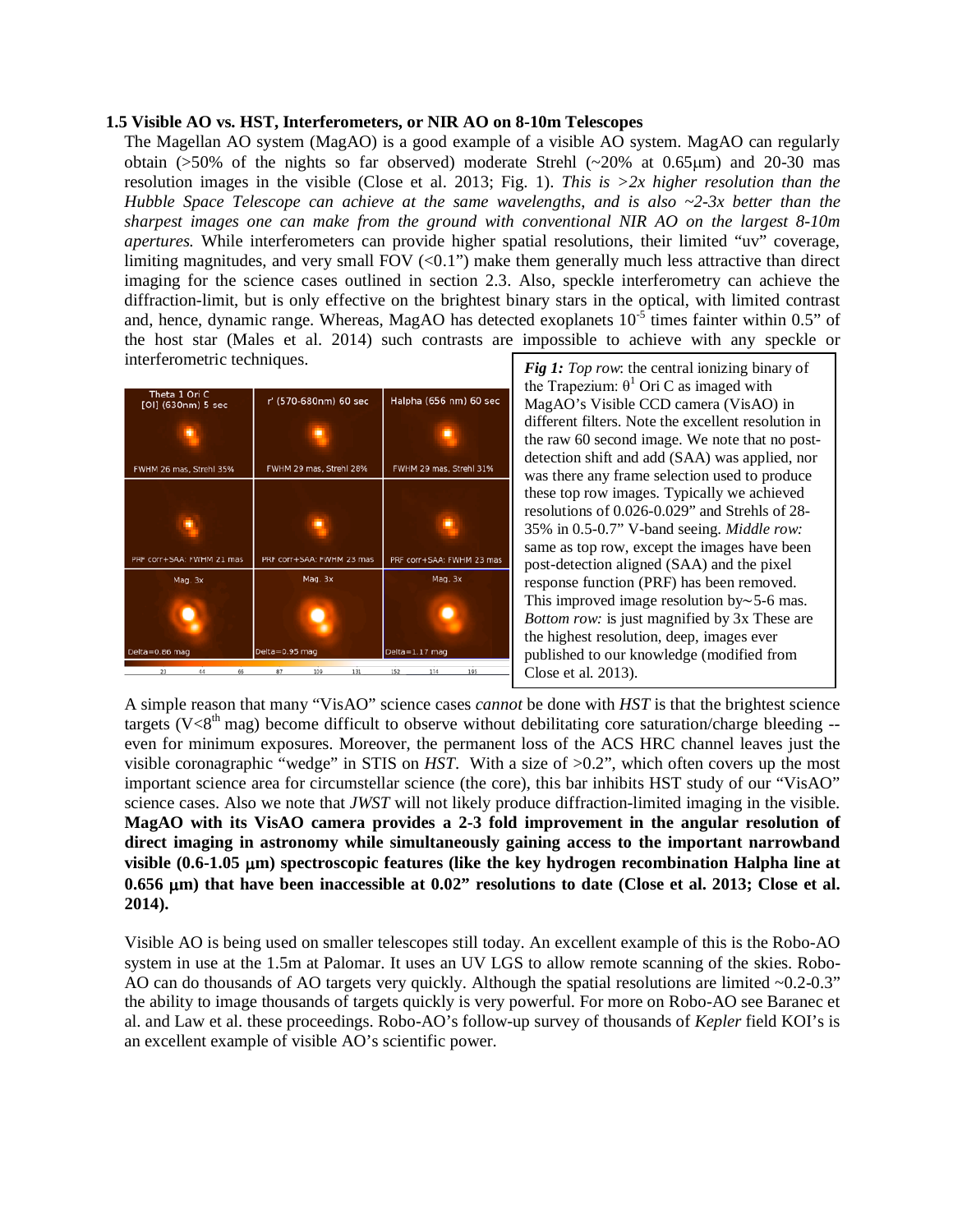### 1.5 Visible AO vs. HST, Interferometers, or NIR AO on 8-10m Telescopes

The Magellan AO system (MagAO) is a good example of a visible AO system. MagAO can regularly obtain (>50% of the nights so far observed) moderate Strehl (~20% at 0.65μm) and 20-30 mas resolution images in the visible (Close et al. 2013; Fig. 1). *This is >2x higher resolution than the Hubble Space Telescope can achieve at the same wavelengths, and is also ~2-3x better than the sharpest images one can make from the ground with conventional NIR AO on the largest 8-10m apertures.* While interferometers can provide higher spatial resolutions, their limited "uv" coverage, limiting magnitudes, and very small FOV (<0.1") make them generally much less attractive than direct imaging for the science cases outlined in section 2.3. Also, speckle interferometry can achieve the diffraction-limit, but is only effective on the brightest binary stars in the optical, with limited contrast and, hence, dynamic range. Whereas, MagAO has detected exoplanets $10^{-5}$ times fainter within 0.5" of the host star (Males et al. 2014) such contrasts are impossible to achieve with any speckle or interferometric techniques.

***Fig 1:*** *Top row*: the central ionizing binary of the Trapezium: $\theta^1$ Ori C as imaged with MagAO's Visible CCD camera (VisAO) in different filters. Note the excellent resolution in the raw 60 second image. We note that no post-detection shift and add (SAA) was applied, nor was there any frame selection used to produce these top row images. Typically we achieved resolutions of 0.026-0.029" and Strehls of 28-35% in 0.5-0.7" V-band seeing. *Middle row:* same as top row, except the images have been post-detection aligned (SAA) and the pixel response function (PRF) has been removed. This improved image resolution by~5-6 mas. *Bottom row:* is just magnified by 3x These are the highest resolution, deep, images ever published to our knowledge (modified from Close et al. 2013).

A simple reason that many "VisAO" science cases *cannot* be done with *HST* is that the brightest science targets (V<8[th] mag) become difficult to observe without debilitating core saturation/charge bleeding -- even for minimum exposures. Moreover, the permanent loss of the ACS HRC channel leaves just the visible coronagraphic "wedge" in STIS on *HST*. With a size of >0.2", which often covers up the most important science area for circumstellar science (the core), this bar inhibits HST study of our "VisAO" science cases. Also we note that *JWST* will not likely produce diffraction-limited imaging in the visible. **MagAO with its VisAO camera provides a 2-3 fold improvement in the angular resolution of direct imaging in astronomy while simultaneously gaining access to the important narrowband visible (0.6-1.05 μm) spectroscopic features (like the key hydrogen recombination Halpha line at 0.656 μm) that have been inaccessible at 0.02" resolutions to date (Close et al. 2013; Close et al. 2014).**

Visible AO is being used on smaller telescopes still today. An excellent example of this is the Robo-AO system in use at the 1.5m at Palomar. It uses an UV LGS to allow remote scanning of the skies. Robo-AO can do thousands of AO targets very quickly. Although the spatial resolutions are limited ~0.2-0.3" the ability to image thousands of targets quickly is very powerful. For more on Robo-AO see Baranec et al. and Law et al. these proceedings. Robo-AO's follow-up survey of thousands of *Kepler* field KOI's is an excellent example of visible AO's scientific power.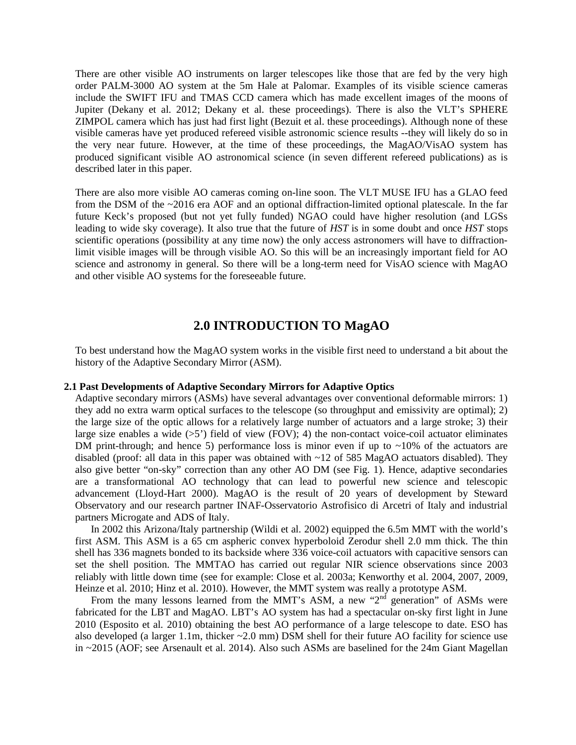There are other visible AO instruments on larger telescopes like those that are fed by the very high order PALM-3000 AO system at the 5m Hale at Palomar. Examples of its visible science cameras include the SWIFT IFU and TMAS CCD camera which has made excellent images of the moons of Jupiter (Dekany et al. 2012; Dekany et al. these proceedings). There is also the VLT's SPHERE ZIMPOL camera which has just had first light (Bezuit et al. these proceedings). Although none of these visible cameras have yet produced refereed visible astronomic science results --they will likely do so in the very near future. However, at the time of these proceedings, the MagAO/VisAO system has produced significant visible AO astronomical science (in seven different refereed publications) as is described later in this paper.

There are also more visible AO cameras coming on-line soon. The VLT MUSE IFU has a GLAO feed from the DSM of the ~2016 era AOF and an optional diffraction-limited optional platescale. In the far future Keck's proposed (but not yet fully funded) NGAO could have higher resolution (and LGSs leading to wide sky coverage). It also true that the future of *HST* is in some doubt and once *HST* stops scientific operations (possibility at any time now) the only access astronomers will have to diffraction-limit visible images will be through visible AO. So this will be an increasingly important field for AO science and astronomy in general. So there will be a long-term need for VisAO science with MagAO and other visible AO systems for the foreseeable future.

## 2.0 INTRODUCTION TO MagAO

To best understand how the MagAO system works in the visible first need to understand a bit about the history of the Adaptive Secondary Mirror (ASM).

### 2.1 Past Developments of Adaptive Secondary Mirrors for Adaptive Optics

Adaptive secondary mirrors (ASMs) have several advantages over conventional deformable mirrors: 1) they add no extra warm optical surfaces to the telescope (so throughput and emissivity are optimal); 2) the large size of the optic allows for a relatively large number of actuators and a large stroke; 3) their large size enables a wide (>5') field of view (FOV); 4) the non-contact voice-coil actuator eliminates DM print-through; and hence 5) performance loss is minor even if up to ~10% of the actuators are disabled (proof: all data in this paper was obtained with ~12 of 585 MagAO actuators disabled). They also give better "on-sky" correction than any other AO DM (see Fig. 1). Hence, adaptive secondaries are a transformational AO technology that can lead to powerful new science and telescopic advancement (Lloyd-Hart 2000). MagAO is the result of 20 years of development by Steward Observatory and our research partner INAF-Osservatorio Astrofisico di Arcetri of Italy and industrial partners Microgate and ADS of Italy.

In 2002 this Arizona/Italy partnership (Wildi et al. 2002) equipped the 6.5m MMT with the world's first ASM. This ASM is a 65 cm aspheric convex hyperboloid Zerodur shell 2.0 mm thick. The thin shell has 336 magnets bonded to its backside where 336 voice-coil actuators with capacitive sensors can set the shell position. The MMTAO has carried out regular NIR science observations since 2003 reliably with little down time (see for example: Close et al. 2003a; Kenworthy et al. 2004, 2007, 2009, Heinze et al. 2010; Hinz et al. 2010). However, the MMT system was really a prototype ASM.

From the many lessons learned from the MMT's ASM, a new "2[nd] generation" of ASMs were fabricated for the LBT and MagAO. LBT's AO system has had a spectacular on-sky first light in June 2010 (Esposito et al. 2010) obtaining the best AO performance of a large telescope to date. ESO has also developed (a larger 1.1m, thicker ~2.0 mm) DSM shell for their future AO facility for science use in ~2015 (AOF; see Arsenault et al. 2014). Also such ASMs are baselined for the 24m Giant Magellan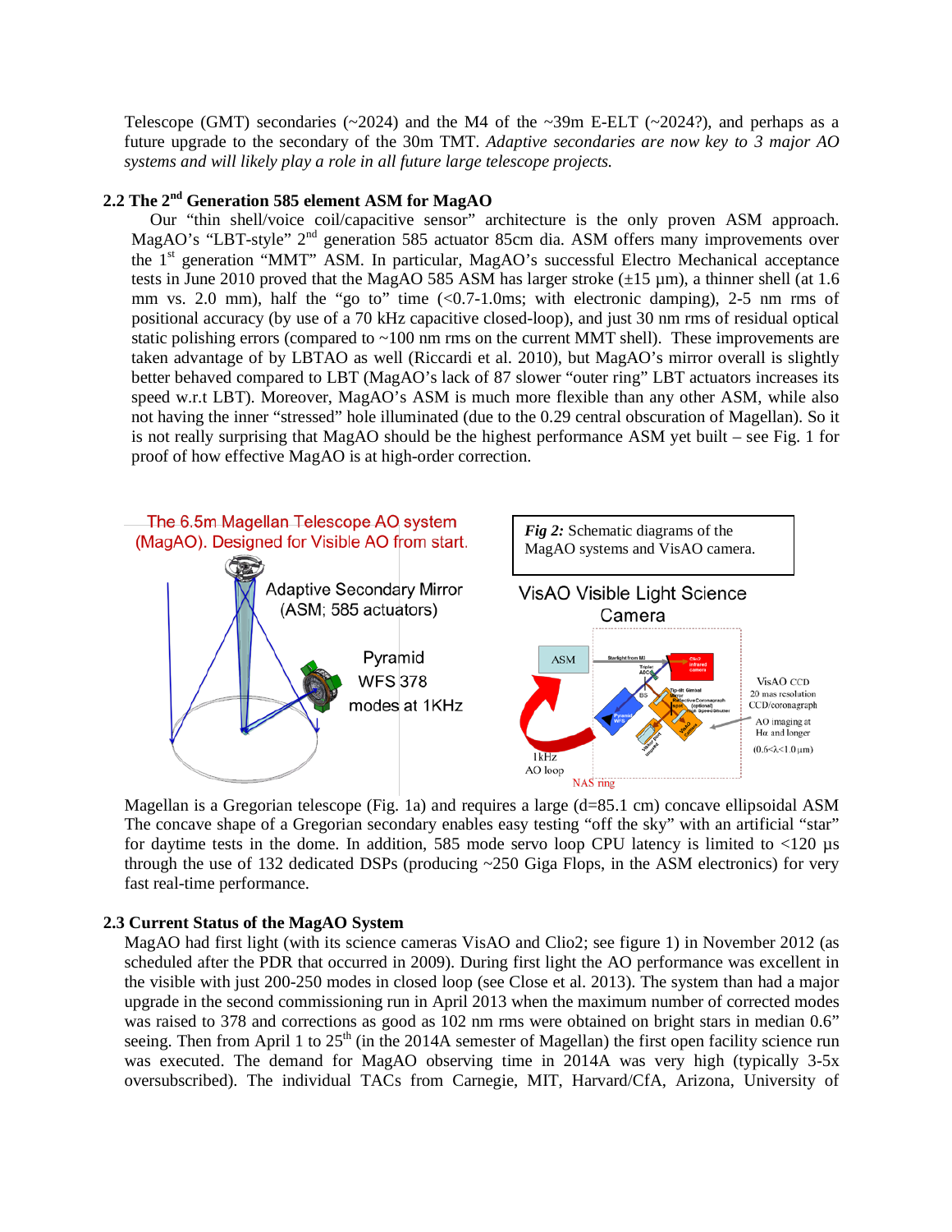Telescope (GMT) secondaries (~2024) and the M4 of the ~39m E-ELT (~2024?), and perhaps as a future upgrade to the secondary of the 30m TMT. *Adaptive secondaries are now key to 3 major AO systems and will likely play a role in all future large telescope projects.*

### 2.2 The 2nd Generation 585 element ASM for MagAO

Our "thin shell/voice coil/capacitive sensor" architecture is the only proven ASM approach. MagAO's "LBT-style" 2nd generation 585 actuator 85cm dia. ASM offers many improvements over the 1st generation "MMT" ASM. In particular, MagAO's successful Electro Mechanical acceptance tests in June 2010 proved that the MagAO 585 ASM has larger stroke (±15 µm), a thinner shell (at 1.6 mm vs. 2.0 mm), half the "go to" time (<0.7-1.0ms; with electronic damping), 2-5 nm rms of positional accuracy (by use of a 70 kHz capacitive closed-loop), and just 30 nm rms of residual optical static polishing errors (compared to ~100 nm rms on the current MMT shell). These improvements are taken advantage of by LBTAO as well (Riccardi et al. 2010), but MagAO's mirror overall is slightly better behaved compared to LBT (MagAO's lack of 87 slower "outer ring" LBT actuators increases its speed w.r.t LBT). Moreover, MagAO's ASM is much more flexible than any other ASM, while also not having the inner "stressed" hole illuminated (due to the 0.29 central obscuration of Magellan). So it is not really surprising that MagAO should be the highest performance ASM yet built – see Fig. 1 for proof of how effective MagAO is at high-order correction.

The 6.5m Magellan Telescope AO system (MagAO). Designed for Visible AO from start.

Adaptive Secondary Mirror (ASM; 585 actuators)

Pyramid WFS 378 modes at 1KHz

***Fig 2:*** Schematic diagrams of the MagAO systems and VisAO camera.

VisAO Visible Light Science Camera

ASM — 1kHz AO loop — NAS ring

VisAO CCD 20 mas resolution CCD/coronagraph

AO imaging at Hα and longer (0.6<λ<1.0 µm)

Magellan is a Gregorian telescope (Fig. 1a) and requires a large (d=85.1 cm) concave ellipsoidal ASM The concave shape of a Gregorian secondary enables easy testing "off the sky" with an artificial "star" for daytime tests in the dome. In addition, 585 mode servo loop CPU latency is limited to <120 µs through the use of 132 dedicated DSPs (producing ~250 Giga Flops, in the ASM electronics) for very fast real-time performance.

### 2.3 Current Status of the MagAO System

MagAO had first light (with its science cameras VisAO and Clio2; see figure 1) in November 2012 (as scheduled after the PDR that occurred in 2009). During first light the AO performance was excellent in the visible with just 200-250 modes in closed loop (see Close et al. 2013). The system than had a major upgrade in the second commissioning run in April 2013 when the maximum number of corrected modes was raised to 378 and corrections as good as 102 nm rms were obtained on bright stars in median 0.6" seeing. Then from April 1 to 25th (in the 2014A semester of Magellan) the first open facility science run was executed. The demand for MagAO observing time in 2014A was very high (typically 3-5x oversubscribed). The individual TACs from Carnegie, MIT, Harvard/CfA, Arizona, University of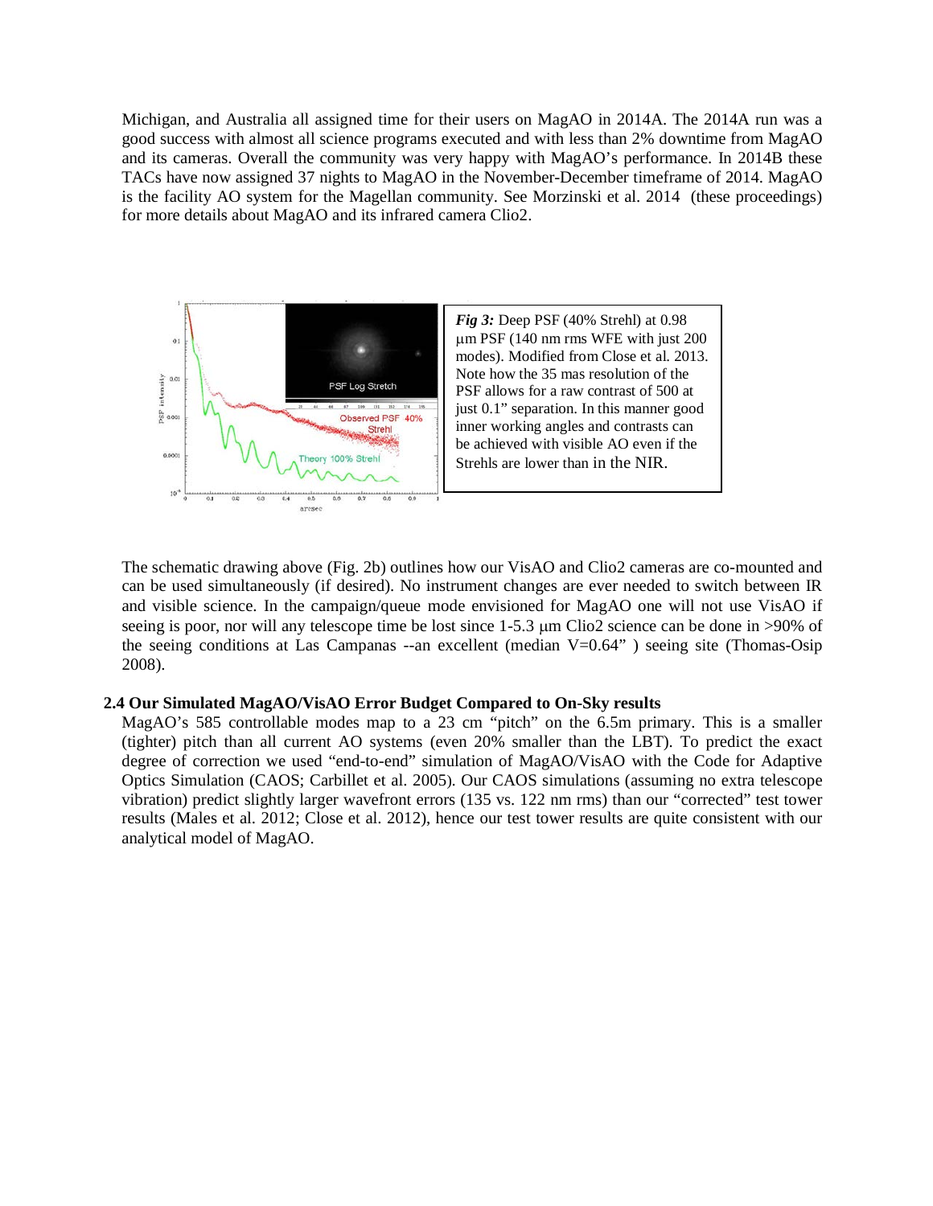Michigan, and Australia all assigned time for their users on MagAO in 2014A. The 2014A run was a good success with almost all science programs executed and with less than 2% downtime from MagAO and its cameras. Overall the community was very happy with MagAO's performance. In 2014B these TACs have now assigned 37 nights to MagAO in the November-December timeframe of 2014. MagAO is the facility AO system for the Magellan community. See Morzinski et al. 2014 (these proceedings) for more details about MagAO and its infrared camera Clio2.

***Fig 3:*** Deep PSF (40% Strehl) at 0.98 μm PSF (140 nm rms WFE with just 200 modes). Modified from Close et al. 2013. Note how the 35 mas resolution of the PSF allows for a raw contrast of 500 at just 0.1" separation. In this manner good inner working angles and contrasts can be achieved with visible AO even if the Strehls are lower than in the NIR.

The schematic drawing above (Fig. 2b) outlines how our VisAO and Clio2 cameras are co-mounted and can be used simultaneously (if desired). No instrument changes are ever needed to switch between IR and visible science. In the campaign/queue mode envisioned for MagAO one will not use VisAO if seeing is poor, nor will any telescope time be lost since 1-5.3 μm Clio2 science can be done in >90% of the seeing conditions at Las Campanas --an excellent (median V=0.64" ) seeing site (Thomas-Osip 2008).

### 2.4 Our Simulated MagAO/VisAO Error Budget Compared to On-Sky results

MagAO's 585 controllable modes map to a 23 cm "pitch" on the 6.5m primary. This is a smaller (tighter) pitch than all current AO systems (even 20% smaller than the LBT). To predict the exact degree of correction we used "end-to-end" simulation of MagAO/VisAO with the Code for Adaptive Optics Simulation (CAOS; Carbillet et al. 2005). Our CAOS simulations (assuming no extra telescope vibration) predict slightly larger wavefront errors (135 vs. 122 nm rms) than our "corrected" test tower results (Males et al. 2012; Close et al. 2012), hence our test tower results are quite consistent with our analytical model of MagAO.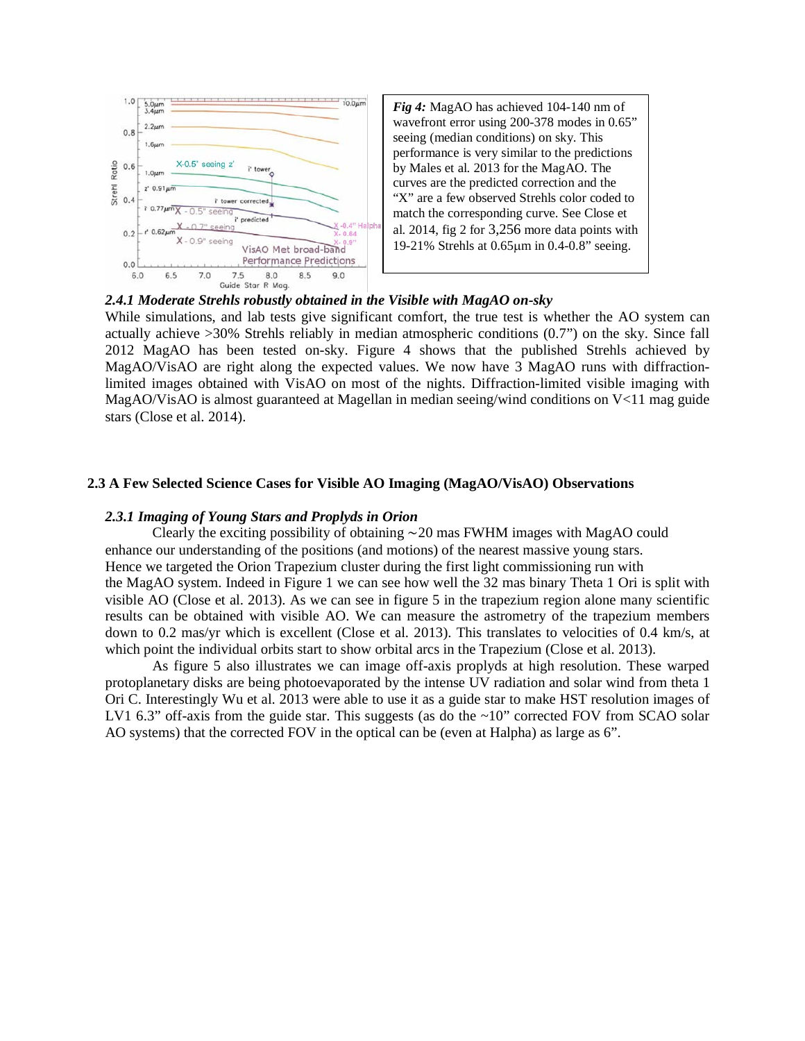*Fig 4:* MagAO has achieved 104-140 nm of wavefront error using 200-378 modes in 0.65" seeing (median conditions) on sky. This performance is very similar to the predictions by Males et al. 2013 for the MagAO. The curves are the predicted correction and the "X" are a few observed Strehls color coded to match the corresponding curve. See Close et al. 2014, fig 2 for 3,256 more data points with 19-21% Strehls at 0.65μm in 0.4-0.8" seeing.

#### *2.4.1 Moderate Strehls robustly obtained in the Visible with MagAO on-sky*

While simulations, and lab tests give significant comfort, the true test is whether the AO system can actually achieve >30% Strehls reliably in median atmospheric conditions (0.7") on the sky. Since fall 2012 MagAO has been tested on-sky. Figure 4 shows that the published Strehls achieved by MagAO/VisAO are right along the expected values. We now have 3 MagAO runs with diffraction-limited images obtained with VisAO on most of the nights. Diffraction-limited visible imaging with MagAO/VisAO is almost guaranteed at Magellan in median seeing/wind conditions on V<11 mag guide stars (Close et al. 2014).

### 2.3 A Few Selected Science Cases for Visible AO Imaging (MagAO/VisAO) Observations

#### *2.3.1 Imaging of Young Stars and Proplyds in Orion*

Clearly the exciting possibility of obtaining ~20 mas FWHM images with MagAO could enhance our understanding of the positions (and motions) of the nearest massive young stars. Hence we targeted the Orion Trapezium cluster during the first light commissioning run with the MagAO system. Indeed in Figure 1 we can see how well the 32 mas binary Theta 1 Ori is split with visible AO (Close et al. 2013). As we can see in figure 5 in the trapezium region alone many scientific results can be obtained with visible AO. We can measure the astrometry of the trapezium members down to 0.2 mas/yr which is excellent (Close et al. 2013). This translates to velocities of 0.4 km/s, at which point the individual orbits start to show orbital arcs in the Trapezium (Close et al. 2013).

As figure 5 also illustrates we can image off-axis proplyds at high resolution. These warped protoplanetary disks are being photoevaporated by the intense UV radiation and solar wind from theta 1 Ori C. Interestingly Wu et al. 2013 were able to use it as a guide star to make HST resolution images of LV1 6.3" off-axis from the guide star. This suggests (as do the ~10" corrected FOV from SCAO solar AO systems) that the corrected FOV in the optical can be (even at Halpha) as large as 6".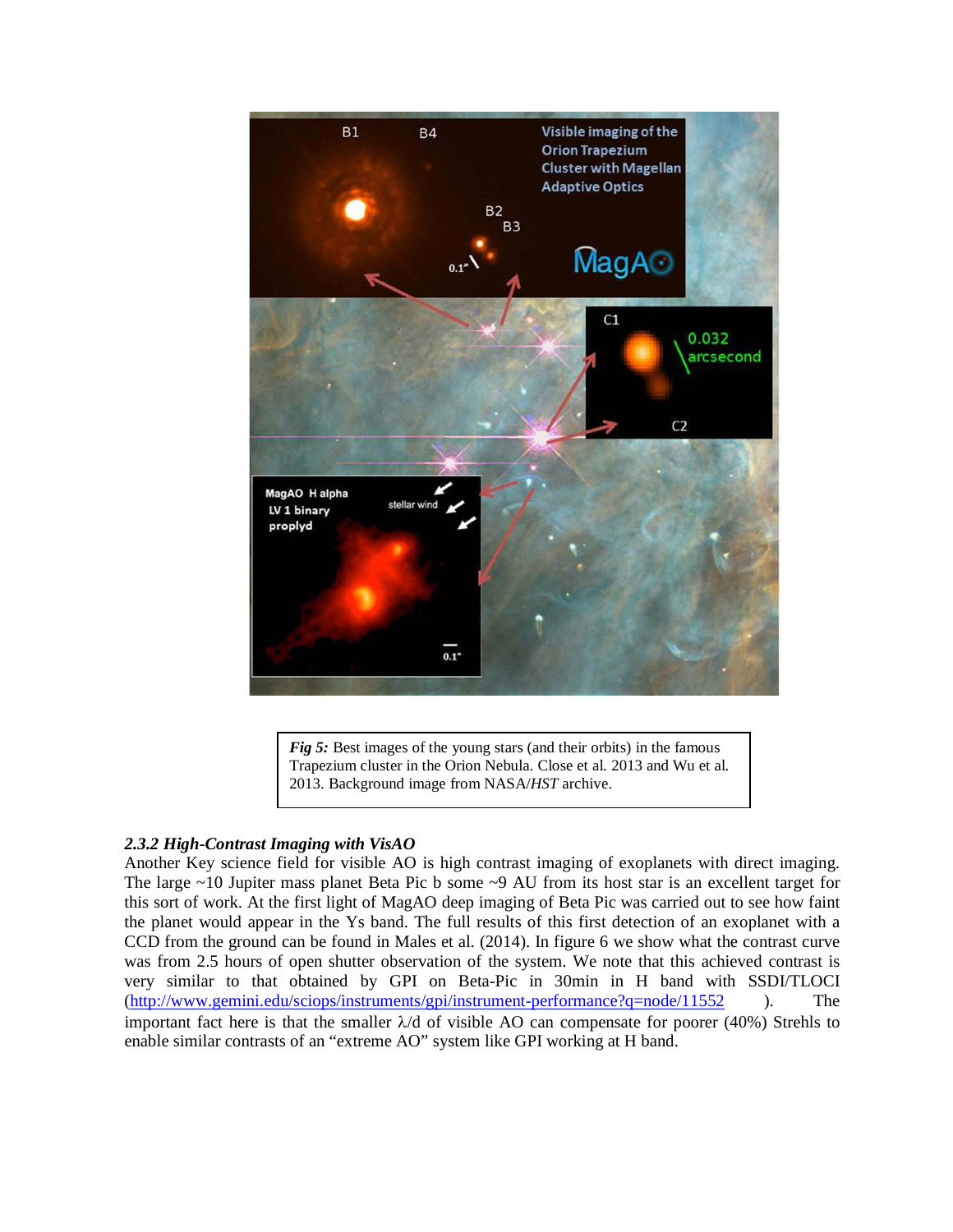*Fig 5:* Best images of the young stars (and their orbits) in the famous Trapezium cluster in the Orion Nebula. Close et al. 2013 and Wu et al. 2013. Background image from NASA/*HST* archive.

### *2.3.2 High-Contrast Imaging with VisAO*

Another Key science field for visible AO is high contrast imaging of exoplanets with direct imaging. The large ~10 Jupiter mass planet Beta Pic b some ~9 AU from its host star is an excellent target for this sort of work. At the first light of MagAO deep imaging of Beta Pic was carried out to see how faint the planet would appear in the Ys band. The full results of this first detection of an exoplanet with a CCD from the ground can be found in Males et al. (2014). In figure 6 we show what the contrast curve was from 2.5 hours of open shutter observation of the system. We note that this achieved contrast is very similar to that obtained by GPI on Beta-Pic in 30min in H band with SSDI/TLOCI (http://www.gemini.edu/sciops/instruments/gpi/instrument-performance?q=node/11552 ). The important fact here is that the smaller λ/d of visible AO can compensate for poorer (40%) Strehls to enable similar contrasts of an "extreme AO" system like GPI working at H band.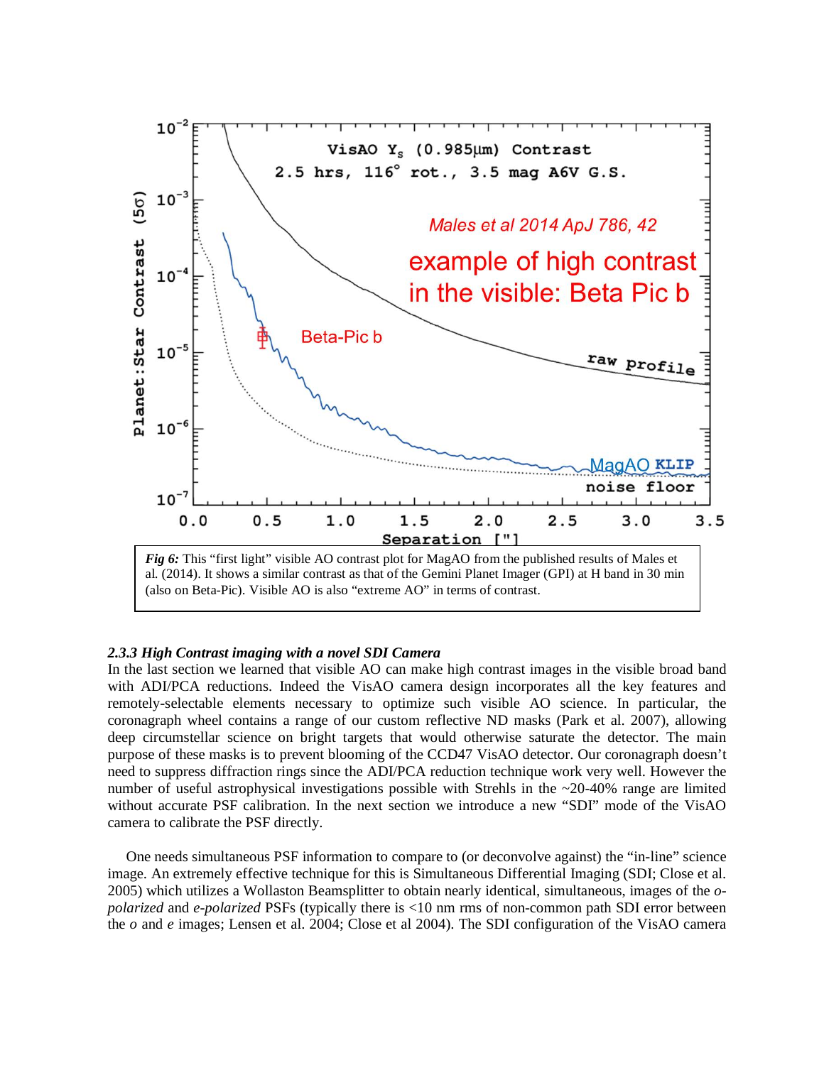*Fig 6:* This "first light" visible AO contrast plot for MagAO from the published results of Males et al. (2014). It shows a similar contrast as that of the Gemini Planet Imager (GPI) at H band in 30 min (also on Beta-Pic). Visible AO is also "extreme AO" in terms of contrast.

### *2.3.3 High Contrast imaging with a novel SDI Camera*

In the last section we learned that visible AO can make high contrast images in the visible broad band with ADI/PCA reductions. Indeed the VisAO camera design incorporates all the key features and remotely-selectable elements necessary to optimize such visible AO science. In particular, the coronagraph wheel contains a range of our custom reflective ND masks (Park et al. 2007), allowing deep circumstellar science on bright targets that would otherwise saturate the detector. The main purpose of these masks is to prevent blooming of the CCD47 VisAO detector. Our coronagraph doesn't need to suppress diffraction rings since the ADI/PCA reduction technique work very well. However the number of useful astrophysical investigations possible with Strehls in the ~20-40% range are limited without accurate PSF calibration. In the next section we introduce a new "SDI" mode of the VisAO camera to calibrate the PSF directly.

One needs simultaneous PSF information to compare to (or deconvolve against) the "in-line" science image. An extremely effective technique for this is Simultaneous Differential Imaging (SDI; Close et al. 2005) which utilizes a Wollaston Beamsplitter to obtain nearly identical, simultaneous, images of the *o-polarized* and *e-polarized* PSFs (typically there is <10 nm rms of non-common path SDI error between the *o* and *e* images; Lensen et al. 2004; Close et al 2004). The SDI configuration of the VisAO camera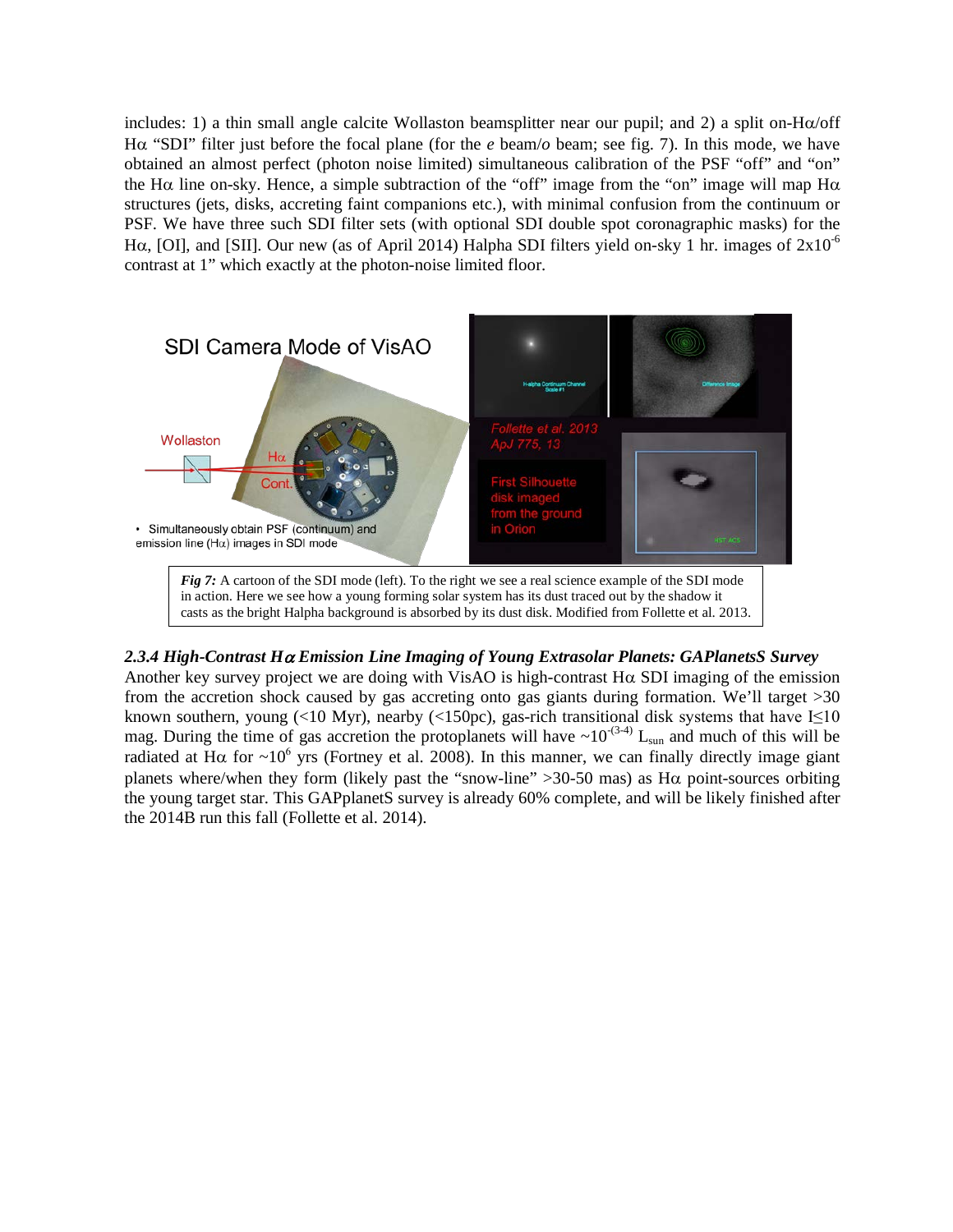includes: 1) a thin small angle calcite Wollaston beamsplitter near our pupil; and 2) a split on-Hα/off Hα "SDI" filter just before the focal plane (for the *e* beam/*o* beam; see fig. 7). In this mode, we have obtained an almost perfect (photon noise limited) simultaneous calibration of the PSF "off" and "on" the Hα line on-sky. Hence, a simple subtraction of the "off" image from the "on" image will map Hα structures (jets, disks, accreting faint companions etc.), with minimal confusion from the continuum or PSF. We have three such SDI filter sets (with optional SDI double spot coronagraphic masks) for the Hα, [OI], and [SII]. Our new (as of April 2014) Halpha SDI filters yield on-sky 1 hr. images of $2\text{x}10^{-6}$ contrast at 1" which exactly at the photon-noise limited floor.

*Fig 7:* A cartoon of the SDI mode (left). To the right we see a real science example of the SDI mode in action. Here we see how a young forming solar system has its dust traced out by the shadow it casts as the bright Halpha background is absorbed by its dust disk. Modified from Follette et al. 2013.

#### 2.3.4 High-Contrast Hα Emission Line Imaging of Young Extrasolar Planets: GAPlanetsS Survey

Another key survey project we are doing with VisAO is high-contrast Hα SDI imaging of the emission from the accretion shock caused by gas accreting onto gas giants during formation. We'll target >30 known southern, young (<10 Myr), nearby (<150pc), gas-rich transitional disk systems that have I≤10 mag. During the time of gas accretion the protoplanets will have $\sim 10^{-(3\text{-}4)}$ $L_{sun}$ and much of this will be radiated at Hα for $\sim 10^{6}$ yrs (Fortney et al. 2008). In this manner, we can finally directly image giant planets where/when they form (likely past the "snow-line" >30-50 mas) as Hα point-sources orbiting the young target star. This GAPplanetS survey is already 60% complete, and will be likely finished after the 2014B run this fall (Follette et al. 2014).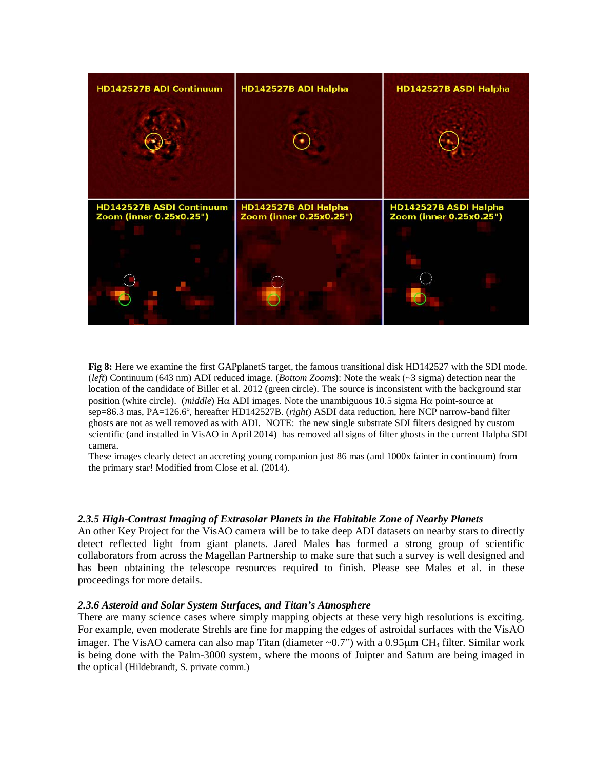**Fig 8:** Here we examine the first GAPplanetS target, the famous transitional disk HD142527 with the SDI mode. (*left*) Continuum (643 nm) ADI reduced image. (*Bottom Zooms*): Note the weak (~3 sigma) detection near the location of the candidate of Biller et al. 2012 (green circle). The source is inconsistent with the background star position (white circle). (*middle*) Hα ADI images. Note the unambiguous 10.5 sigma Hα point-source at sep=86.3 mas, PA=126.6°, hereafter HD142527B. (*right*) ASDI data reduction, here NCP narrow-band filter ghosts are not as well removed as with ADI. NOTE: the new single substrate SDI filters designed by custom scientific (and installed in VisAO in April 2014) has removed all signs of filter ghosts in the current Halpha SDI camera.

These images clearly detect an accreting young companion just 86 mas (and 1000x fainter in continuum) from the primary star! Modified from Close et al. (2014).

#### *2.3.5 High-Contrast Imaging of Extrasolar Planets in the Habitable Zone of Nearby Planets*

An other Key Project for the VisAO camera will be to take deep ADI datasets on nearby stars to directly detect reflected light from giant planets. Jared Males has formed a strong group of scientific collaborators from across the Magellan Partnership to make sure that such a survey is well designed and has been obtaining the telescope resources required to finish. Please see Males et al. in these proceedings for more details.

#### *2.3.6 Asteroid and Solar System Surfaces, and Titan's Atmosphere*

There are many science cases where simply mapping objects at these very high resolutions is exciting. For example, even moderate Strehls are fine for mapping the edges of astroidal surfaces with the VisAO imager. The VisAO camera can also map Titan (diameter ~0.7") with a 0.95μm $CH_4$ filter. Similar work is being done with the Palm-3000 system, where the moons of Juipter and Saturn are being imaged in the optical (Hildebrandt, S. private comm.)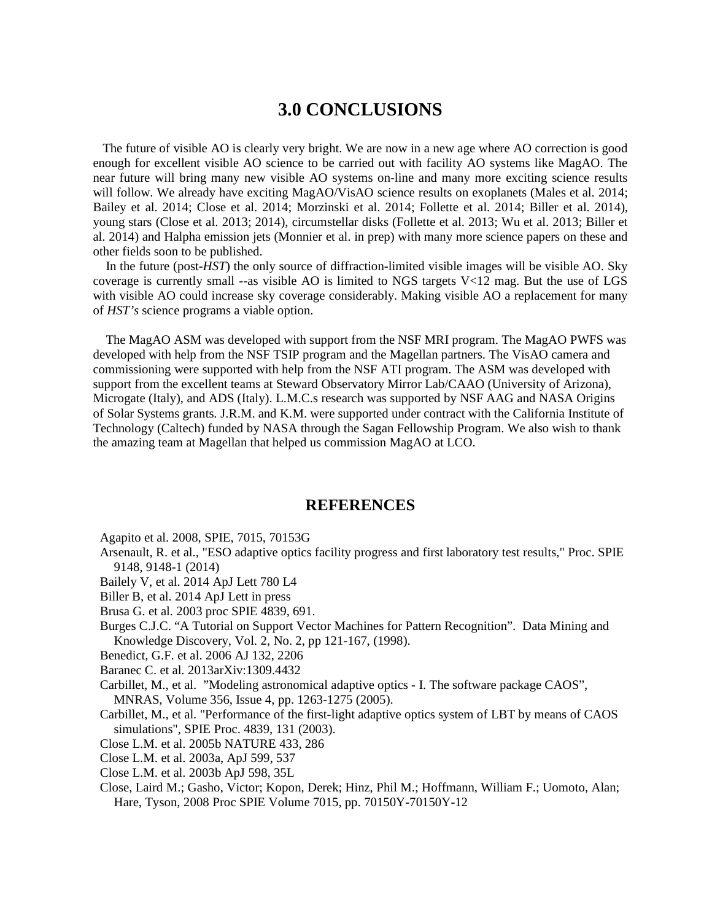# 3.0 CONCLUSIONS

The future of visible AO is clearly very bright. We are now in a new age where AO correction is good enough for excellent visible AO science to be carried out with facility AO systems like MagAO. The near future will bring many new visible AO systems on-line and many more exciting science results will follow. We already have exciting MagAO/VisAO science results on exoplanets (Males et al. 2014; Bailey et al. 2014; Close et al. 2014; Morzinski et al. 2014; Follette et al. 2014; Biller et al. 2014), young stars (Close et al. 2013; 2014), circumstellar disks (Follette et al. 2013; Wu et al. 2013; Biller et al. 2014) and Halpha emission jets (Monnier et al. in prep) with many more science papers on these and other fields soon to be published.

In the future (post-*HST*) the only source of diffraction-limited visible images will be visible AO. Sky coverage is currently small --as visible AO is limited to NGS targets V<12 mag. But the use of LGS with visible AO could increase sky coverage considerably. Making visible AO a replacement for many of *HST's* science programs a viable option.

The MagAO ASM was developed with support from the NSF MRI program. The MagAO PWFS was developed with help from the NSF TSIP program and the Magellan partners. The VisAO camera and commissioning were supported with help from the NSF ATI program. The ASM was developed with support from the excellent teams at Steward Observatory Mirror Lab/CAAO (University of Arizona), Microgate (Italy), and ADS (Italy). L.M.C.s research was supported by NSF AAG and NASA Origins of Solar Systems grants. J.R.M. and K.M. were supported under contract with the California Institute of Technology (Caltech) funded by NASA through the Sagan Fellowship Program. We also wish to thank the amazing team at Magellan that helped us commission MagAO at LCO.

# REFERENCES

Agapito et al. 2008, SPIE, 7015, 70153G

Arsenault, R. et al., "ESO adaptive optics facility progress and first laboratory test results," Proc. SPIE 9148, 9148-1 (2014)

Bailely V, et al. 2014 ApJ Lett 780 L4

Biller B, et al. 2014 ApJ Lett in press

Brusa G. et al. 2003 proc SPIE 4839, 691.

Burges C.J.C. "A Tutorial on Support Vector Machines for Pattern Recognition". Data Mining and Knowledge Discovery, Vol. 2, No. 2, pp 121-167, (1998).

Benedict, G.F. et al. 2006 AJ 132, 2206

Baranec C. et al. 2013arXiv:1309.4432

Carbillet, M., et al. "Modeling astronomical adaptive optics - I. The software package CAOS", MNRAS, Volume 356, Issue 4, pp. 1263-1275 (2005).

Carbillet, M., et al. "Performance of the first-light adaptive optics system of LBT by means of CAOS simulations", SPIE Proc. 4839, 131 (2003).

Close L.M. et al. 2005b NATURE 433, 286

Close L.M. et al. 2003a, ApJ 599, 537

Close L.M. et al. 2003b ApJ 598, 35L

Close, Laird M.; Gasho, Victor; Kopon, Derek; Hinz, Phil M.; Hoffmann, William F.; Uomoto, Alan; Hare, Tyson, 2008 Proc SPIE Volume 7015, pp. 70150Y-70150Y-12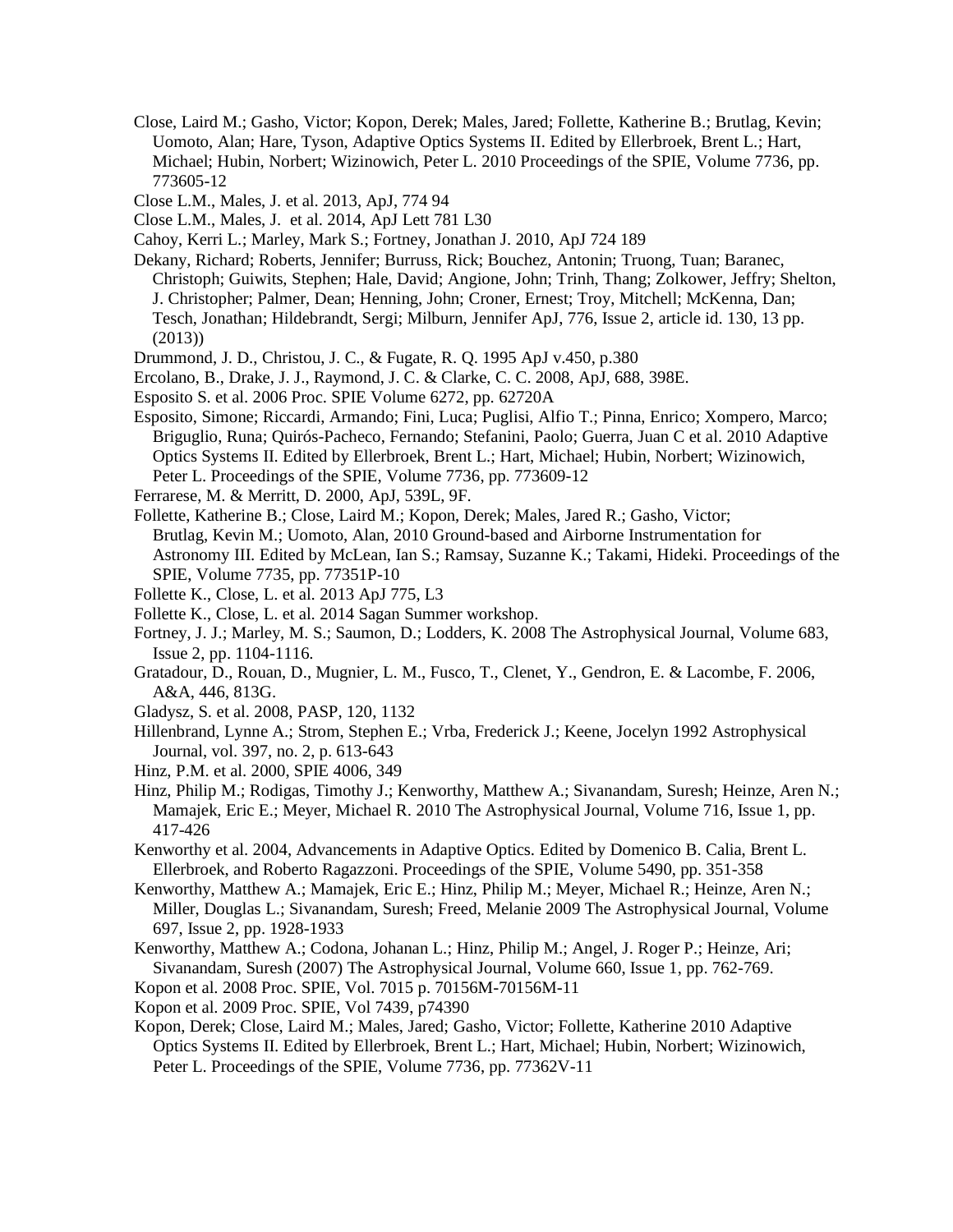Close, Laird M.; Gasho, Victor; Kopon, Derek; Males, Jared; Follette, Katherine B.; Brutlag, Kevin; Uomoto, Alan; Hare, Tyson, Adaptive Optics Systems II. Edited by Ellerbroek, Brent L.; Hart, Michael; Hubin, Norbert; Wizinowich, Peter L. 2010 Proceedings of the SPIE, Volume 7736, pp. 773605-12

Close L.M., Males, J. et al. 2013, ApJ, 774 94

Close L.M., Males, J. et al. 2014, ApJ Lett 781 L30

Cahoy, Kerri L.; Marley, Mark S.; Fortney, Jonathan J. 2010, ApJ 724 189

Dekany, Richard; Roberts, Jennifer; Burruss, Rick; Bouchez, Antonin; Truong, Tuan; Baranec, Christoph; Guiwits, Stephen; Hale, David; Angione, John; Trinh, Thang; Zolkower, Jeffry; Shelton, J. Christopher; Palmer, Dean; Henning, John; Croner, Ernest; Troy, Mitchell; McKenna, Dan; Tesch, Jonathan; Hildebrandt, Sergi; Milburn, Jennifer ApJ, 776, Issue 2, article id. 130, 13 pp. (2013))

Drummond, J. D., Christou, J. C., & Fugate, R. Q. 1995 ApJ v.450, p.380

Ercolano, B., Drake, J. J., Raymond, J. C. & Clarke, C. C. 2008, ApJ, 688, 398E.

Esposito S. et al. 2006 Proc. SPIE Volume 6272, pp. 62720A

Esposito, Simone; Riccardi, Armando; Fini, Luca; Puglisi, Alfio T.; Pinna, Enrico; Xompero, Marco; Briguglio, Runa; Quirós-Pacheco, Fernando; Stefanini, Paolo; Guerra, Juan C et al. 2010 Adaptive Optics Systems II. Edited by Ellerbroek, Brent L.; Hart, Michael; Hubin, Norbert; Wizinowich, Peter L. Proceedings of the SPIE, Volume 7736, pp. 773609-12

Ferrarese, M. & Merritt, D. 2000, ApJ, 539L, 9F.

Follette, Katherine B.; Close, Laird M.; Kopon, Derek; Males, Jared R.; Gasho, Victor; Brutlag, Kevin M.; Uomoto, Alan, 2010 Ground-based and Airborne Instrumentation for Astronomy III. Edited by McLean, Ian S.; Ramsay, Suzanne K.; Takami, Hideki. Proceedings of the SPIE, Volume 7735, pp. 77351P-10

Follette K., Close, L. et al. 2013 ApJ 775, L3

Follette K., Close, L. et al. 2014 Sagan Summer workshop.

Fortney, J. J.; Marley, M. S.; Saumon, D.; Lodders, K. 2008 The Astrophysical Journal, Volume 683, Issue 2, pp. 1104-1116.

Gratadour, D., Rouan, D., Mugnier, L. M., Fusco, T., Clenet, Y., Gendron, E. & Lacombe, F. 2006, A&A, 446, 813G.

Gladysz, S. et al. 2008, PASP, 120, 1132

Hillenbrand, Lynne A.; Strom, Stephen E.; Vrba, Frederick J.; Keene, Jocelyn 1992 Astrophysical Journal, vol. 397, no. 2, p. 613-643

Hinz, P.M. et al. 2000, SPIE 4006, 349

Hinz, Philip M.; Rodigas, Timothy J.; Kenworthy, Matthew A.; Sivanandam, Suresh; Heinze, Aren N.; Mamajek, Eric E.; Meyer, Michael R. 2010 The Astrophysical Journal, Volume 716, Issue 1, pp. 417-426

Kenworthy et al. 2004, Advancements in Adaptive Optics. Edited by Domenico B. Calia, Brent L. Ellerbroek, and Roberto Ragazzoni. Proceedings of the SPIE, Volume 5490, pp. 351-358

Kenworthy, Matthew A.; Mamajek, Eric E.; Hinz, Philip M.; Meyer, Michael R.; Heinze, Aren N.; Miller, Douglas L.; Sivanandam, Suresh; Freed, Melanie 2009 The Astrophysical Journal, Volume 697, Issue 2, pp. 1928-1933

Kenworthy, Matthew A.; Codona, Johanan L.; Hinz, Philip M.; Angel, J. Roger P.; Heinze, Ari; Sivanandam, Suresh (2007) The Astrophysical Journal, Volume 660, Issue 1, pp. 762-769.

Kopon et al. 2008 Proc. SPIE, Vol. 7015 p. 70156M-70156M-11

Kopon et al. 2009 Proc. SPIE, Vol 7439, p74390

Kopon, Derek; Close, Laird M.; Males, Jared; Gasho, Victor; Follette, Katherine 2010 Adaptive Optics Systems II. Edited by Ellerbroek, Brent L.; Hart, Michael; Hubin, Norbert; Wizinowich, Peter L. Proceedings of the SPIE, Volume 7736, pp. 77362V-11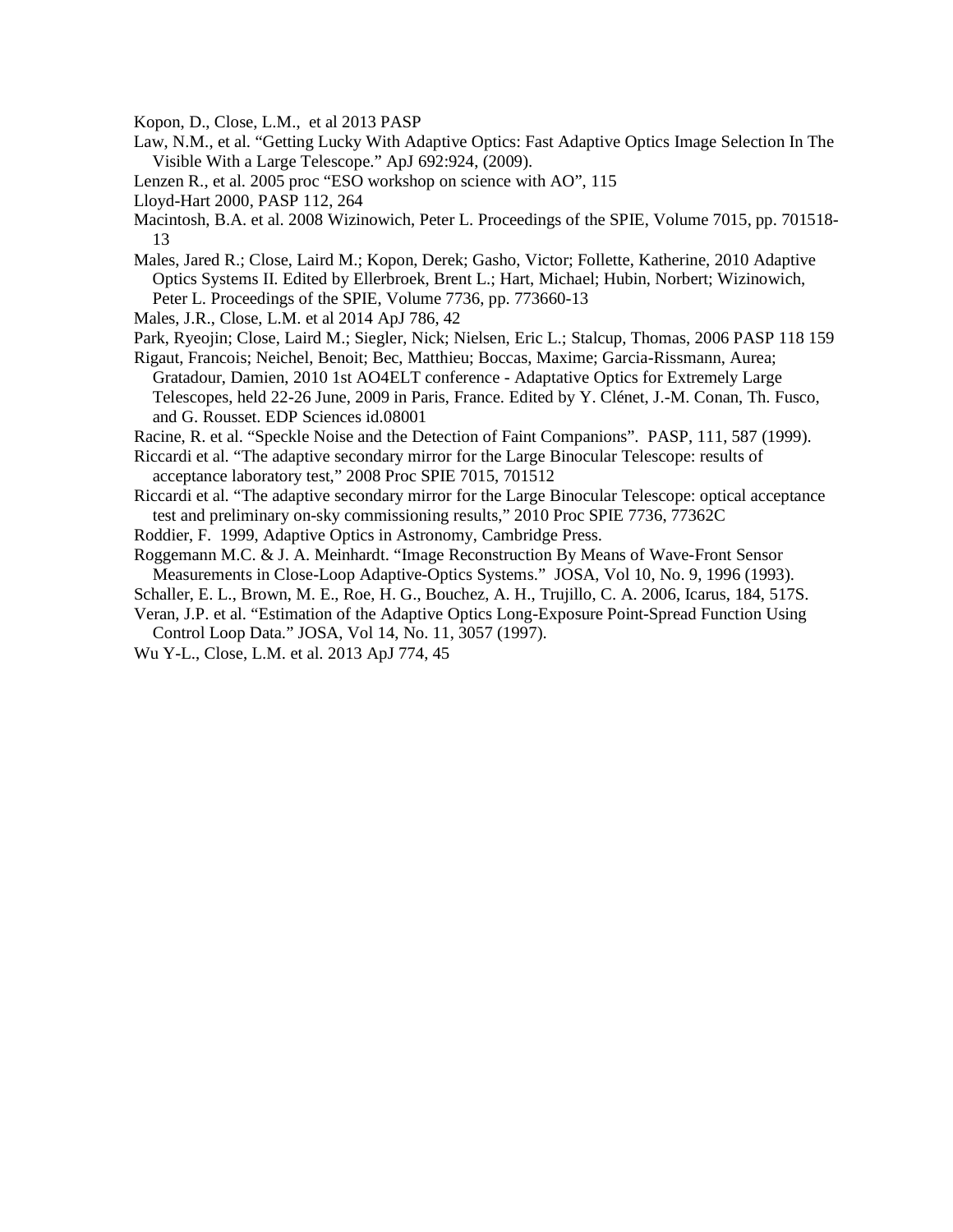Kopon, D., Close, L.M., et al 2013 PASP

Law, N.M., et al. "Getting Lucky With Adaptive Optics: Fast Adaptive Optics Image Selection In The Visible With a Large Telescope." ApJ 692:924, (2009).

Lenzen R., et al. 2005 proc "ESO workshop on science with AO", 115

Lloyd-Hart 2000, PASP 112, 264

Macintosh, B.A. et al. 2008 Wizinowich, Peter L. Proceedings of the SPIE, Volume 7015, pp. 701518-13

Males, Jared R.; Close, Laird M.; Kopon, Derek; Gasho, Victor; Follette, Katherine, 2010 Adaptive Optics Systems II. Edited by Ellerbroek, Brent L.; Hart, Michael; Hubin, Norbert; Wizinowich, Peter L. Proceedings of the SPIE, Volume 7736, pp. 773660-13

Males, J.R., Close, L.M. et al 2014 ApJ 786, 42

Park, Ryeojin; Close, Laird M.; Siegler, Nick; Nielsen, Eric L.; Stalcup, Thomas, 2006 PASP 118 159

Rigaut, Francois; Neichel, Benoit; Bec, Matthieu; Boccas, Maxime; Garcia-Rissmann, Aurea; Gratadour, Damien, 2010 1st AO4ELT conference - Adaptative Optics for Extremely Large Telescopes, held 22-26 June, 2009 in Paris, France. Edited by Y. Clénet, J.-M. Conan, Th. Fusco, and G. Rousset. EDP Sciences id.08001

Racine, R. et al. "Speckle Noise and the Detection of Faint Companions". PASP, 111, 587 (1999).

Riccardi et al. "The adaptive secondary mirror for the Large Binocular Telescope: results of acceptance laboratory test," 2008 Proc SPIE 7015, 701512

Riccardi et al. "The adaptive secondary mirror for the Large Binocular Telescope: optical acceptance test and preliminary on-sky commissioning results," 2010 Proc SPIE 7736, 77362C

Roddier, F. 1999, Adaptive Optics in Astronomy, Cambridge Press.

Roggemann M.C. & J. A. Meinhardt. "Image Reconstruction By Means of Wave-Front Sensor Measurements in Close-Loop Adaptive-Optics Systems." JOSA, Vol 10, No. 9, 1996 (1993).

Schaller, E. L., Brown, M. E., Roe, H. G., Bouchez, A. H., Trujillo, C. A. 2006, Icarus, 184, 517S.

Veran, J.P. et al. "Estimation of the Adaptive Optics Long-Exposure Point-Spread Function Using Control Loop Data." JOSA, Vol 14, No. 11, 3057 (1997).

Wu Y-L., Close, L.M. et al. 2013 ApJ 774, 45